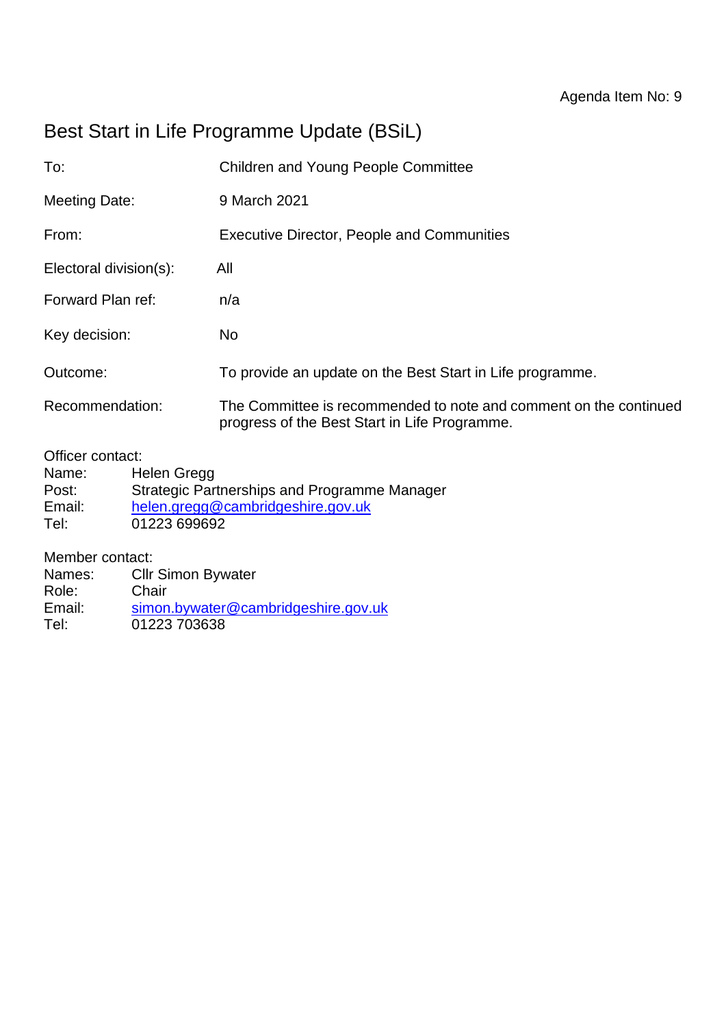Agenda Item No: 9

# Best Start in Life Programme Update (BSiL)

| | |
|---|---|
| To: | Children and Young People Committee |
| Meeting Date: | 9 March 2021 |
| From: | Executive Director, People and Communities |
| Electoral division(s): | All |
| Forward Plan ref: | n/a |
| Key decision: | No |
| Outcome: | To provide an update on the Best Start in Life programme. |
| Recommendation: | The Committee is recommended to note and comment on the continued progress of the Best Start in Life Programme. |

Officer contact:
Name: Helen Gregg
Post: Strategic Partnerships and Programme Manager
Email: helen.gregg@cambridgeshire.gov.uk
Tel: 01223 699692

Member contact:
Names: Cllr Simon Bywater
Role: Chair
Email: simon.bywater@cambridgeshire.gov.uk
Tel: 01223 703638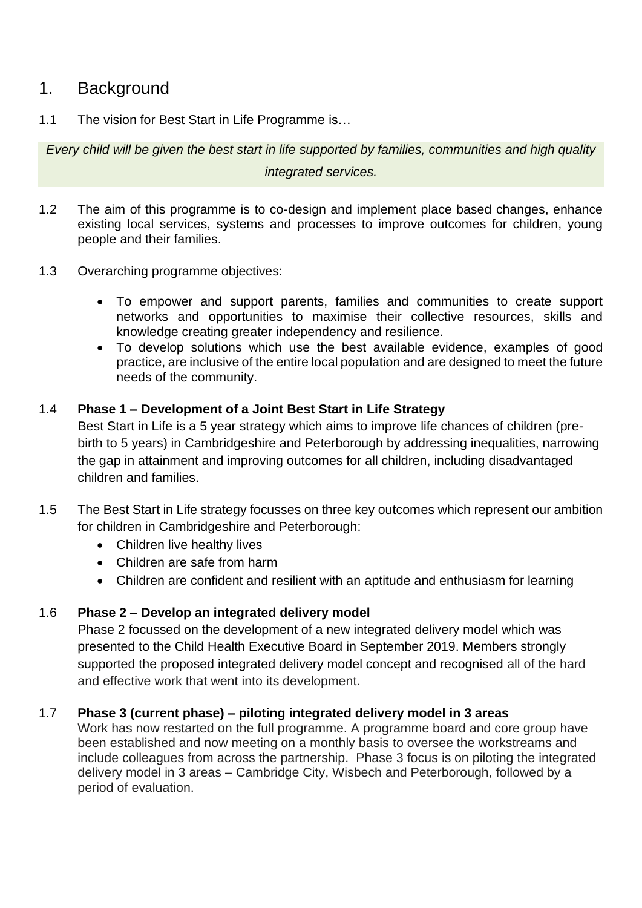# 1. Background

1.1 The vision for Best Start in Life Programme is…

*Every child will be given the best start in life supported by families, communities and high quality integrated services.*

1.2 The aim of this programme is to co-design and implement place based changes, enhance existing local services, systems and processes to improve outcomes for children, young people and their families.

1.3 Overarching programme objectives:

- To empower and support parents, families and communities to create support networks and opportunities to maximise their collective resources, skills and knowledge creating greater independency and resilience.
- To develop solutions which use the best available evidence, examples of good practice, are inclusive of the entire local population and are designed to meet the future needs of the community.

1.4 **Phase 1 – Development of a Joint Best Start in Life Strategy**

Best Start in Life is a 5 year strategy which aims to improve life chances of children (pre-birth to 5 years) in Cambridgeshire and Peterborough by addressing inequalities, narrowing the gap in attainment and improving outcomes for all children, including disadvantaged children and families.

1.5 The Best Start in Life strategy focusses on three key outcomes which represent our ambition for children in Cambridgeshire and Peterborough:

- Children live healthy lives
- Children are safe from harm
- Children are confident and resilient with an aptitude and enthusiasm for learning

1.6 **Phase 2 – Develop an integrated delivery model**

Phase 2 focussed on the development of a new integrated delivery model which was presented to the Child Health Executive Board in September 2019. Members strongly supported the proposed integrated delivery model concept and recognised all of the hard and effective work that went into its development.

1.7 **Phase 3 (current phase) – piloting integrated delivery model in 3 areas**

Work has now restarted on the full programme. A programme board and core group have been established and now meeting on a monthly basis to oversee the workstreams and include colleagues from across the partnership. Phase 3 focus is on piloting the integrated delivery model in 3 areas – Cambridge City, Wisbech and Peterborough, followed by a period of evaluation.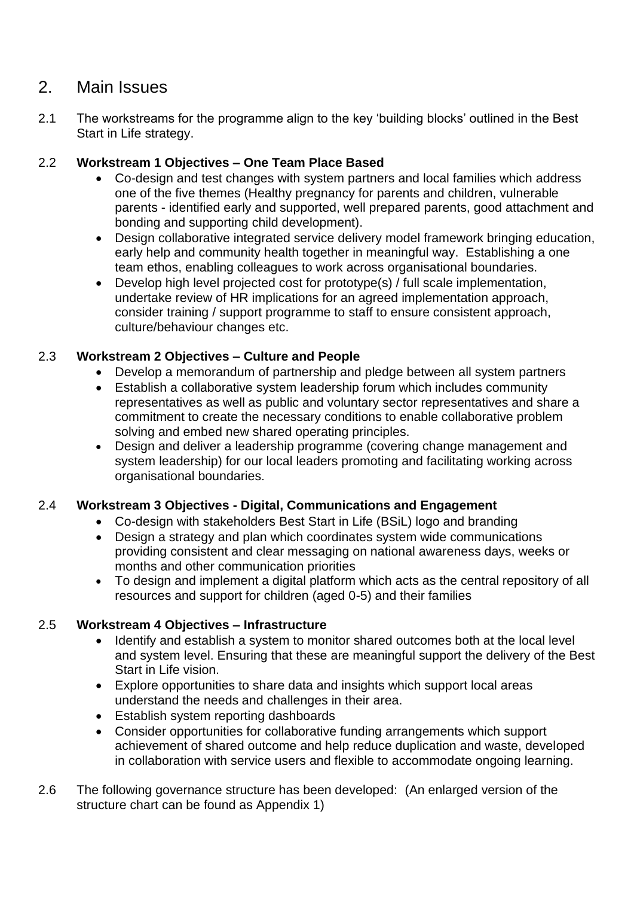## 2. Main Issues

2.1 The workstreams for the programme align to the key 'building blocks' outlined in the Best Start in Life strategy.

2.2 **Workstream 1 Objectives – One Team Place Based**

- Co-design and test changes with system partners and local families which address one of the five themes (Healthy pregnancy for parents and children, vulnerable parents - identified early and supported, well prepared parents, good attachment and bonding and supporting child development).
- Design collaborative integrated service delivery model framework bringing education, early help and community health together in meaningful way. Establishing a one team ethos, enabling colleagues to work across organisational boundaries.
- Develop high level projected cost for prototype(s) / full scale implementation, undertake review of HR implications for an agreed implementation approach, consider training / support programme to staff to ensure consistent approach, culture/behaviour changes etc.

2.3 **Workstream 2 Objectives – Culture and People**

- Develop a memorandum of partnership and pledge between all system partners
- Establish a collaborative system leadership forum which includes community representatives as well as public and voluntary sector representatives and share a commitment to create the necessary conditions to enable collaborative problem solving and embed new shared operating principles.
- Design and deliver a leadership programme (covering change management and system leadership) for our local leaders promoting and facilitating working across organisational boundaries.

2.4 **Workstream 3 Objectives - Digital, Communications and Engagement**

- Co-design with stakeholders Best Start in Life (BSiL) logo and branding
- Design a strategy and plan which coordinates system wide communications providing consistent and clear messaging on national awareness days, weeks or months and other communication priorities
- To design and implement a digital platform which acts as the central repository of all resources and support for children (aged 0-5) and their families

2.5 **Workstream 4 Objectives – Infrastructure**

- Identify and establish a system to monitor shared outcomes both at the local level and system level. Ensuring that these are meaningful support the delivery of the Best Start in Life vision.
- Explore opportunities to share data and insights which support local areas understand the needs and challenges in their area.
- Establish system reporting dashboards
- Consider opportunities for collaborative funding arrangements which support achievement of shared outcome and help reduce duplication and waste, developed in collaboration with service users and flexible to accommodate ongoing learning.

2.6 The following governance structure has been developed: (An enlarged version of the structure chart can be found as Appendix 1)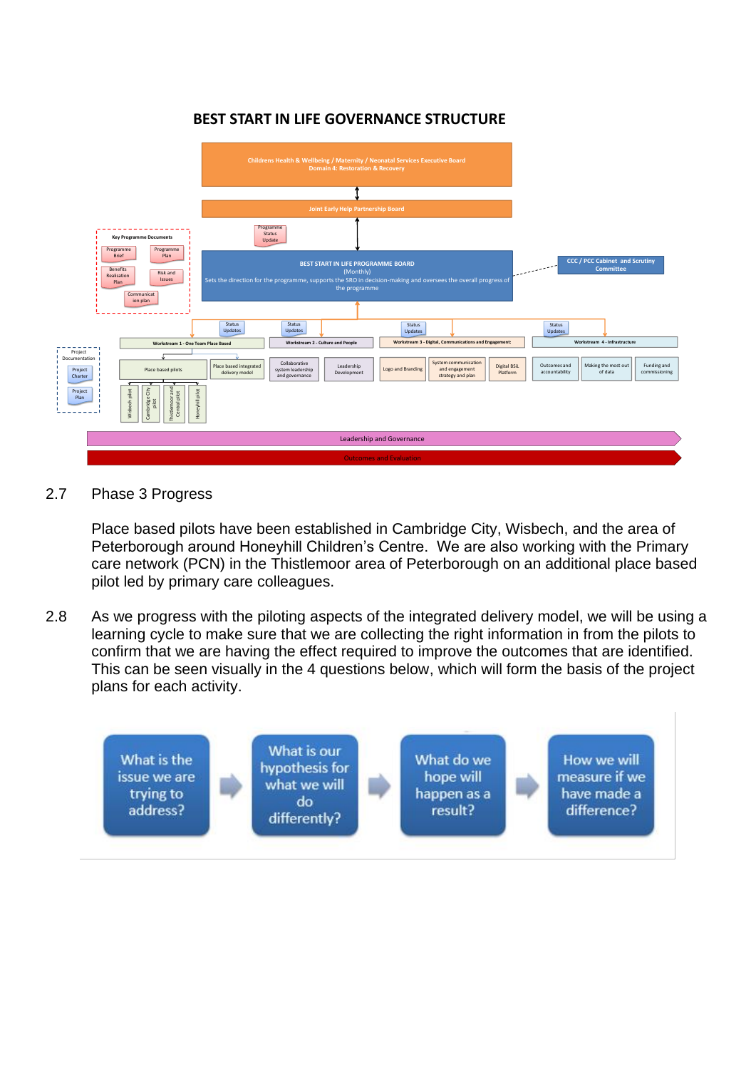## BEST START IN LIFE GOVERNANCE STRUCTURE

Childrens Health & Wellbeing / Maternity / Neonatal Services Executive Board
Domain 4: Restoration & Recovery

Joint Early Help Partnership Board

Programme Status Update

Key Programme Documents: Programme Brief; Programme Plan; Benefits Realisation Plan; Risk and Issues; Communication plan

BEST START IN LIFE PROGRAMME BOARD
(Monthly)
Sets the direction for the programme, supports the SRO in decision-making and oversees the overall progress of the programme

CCC / PCC Cabinet and Scrutiny Committee

Project Documentation: Project Charter; Project Plan

Status Updates

- Workstream 1 - One Team Place Based
  - Place based pilots
    - Wisbech pilot
    - Cambridge City pilot
    - Thistlemoor and Central pilot
    - Honeyhill pilot
  - Place based integrated delivery model
- Workstream 2 - Culture and People
  - Collaborative system leadership and governance
  - Leadership Development
- Workstream 3 - Digital, Communications and Engagement:
  - Logo and Branding
  - System communication and engagement strategy and plan
  - Digital BSiL Platform
- Workstream 4 - Infrastructure
  - Outcomes and accountability
  - Making the most out of data
  - Funding and commissioning

Leadership and Governance

Outcomes and Evaluation

2.7 Phase 3 Progress

Place based pilots have been established in Cambridge City, Wisbech, and the area of Peterborough around Honeyhill Children's Centre. We are also working with the Primary care network (PCN) in the Thistlemoor area of Peterborough on an additional place based pilot led by primary care colleagues.

2.8 As we progress with the piloting aspects of the integrated delivery model, we will be using a learning cycle to make sure that we are collecting the right information in from the pilots to confirm that we are having the effect required to improve the outcomes that are identified. This can be seen visually in the 4 questions below, which will form the basis of the project plans for each activity.

What is the issue we are trying to address? → What is our hypothesis for what we will do differently? → What do we hope will happen as a result? → How we will measure if we have made a difference?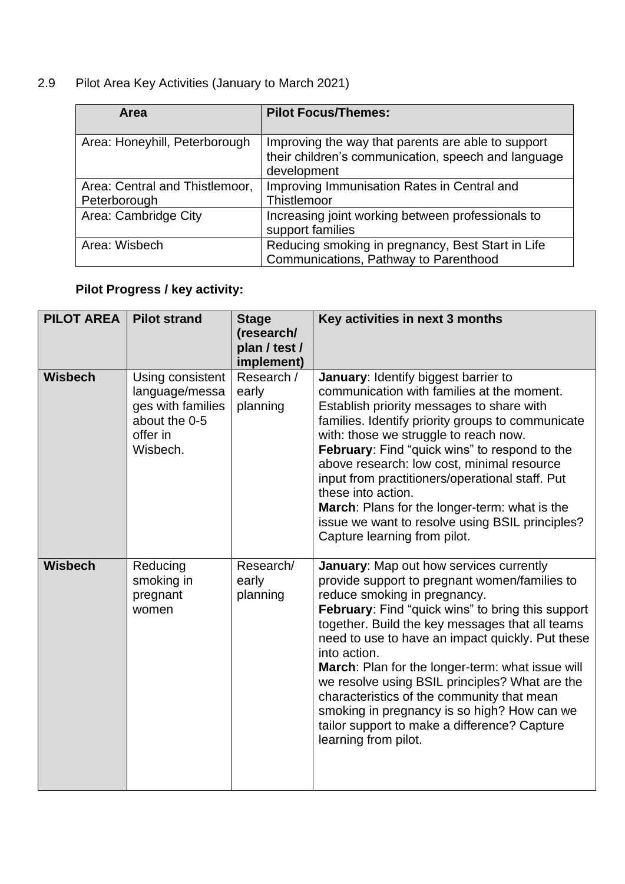2.9 Pilot Area Key Activities (January to March 2021)

| Area | Pilot Focus/Themes: |
|---|---|
| Area: Honeyhill, Peterborough | Improving the way that parents are able to support their children's communication, speech and language development |
| Area: Central and Thistlemoor, Peterborough | Improving Immunisation Rates in Central and Thistlemoor |
| Area: Cambridge City | Increasing joint working between professionals to support families |
| Area: Wisbech | Reducing smoking in pregnancy, Best Start in Life Communications, Pathway to Parenthood |

**Pilot Progress / key activity:**

| PILOT AREA | Pilot strand | Stage (research/ plan / test / implement) | Key activities in next 3 months |
|---|---|---|---|
| **Wisbech** | Using consistent language/messages with families about the 0-5 offer in Wisbech. | Research / early planning | **January**: Identify biggest barrier to communication with families at the moment. Establish priority messages to share with families. Identify priority groups to communicate with: those we struggle to reach now. **February**: Find "quick wins" to respond to the above research: low cost, minimal resource input from practitioners/operational staff. Put these into action. **March**: Plans for the longer-term: what is the issue we want to resolve using BSIL principles? Capture learning from pilot. |
| **Wisbech** | Reducing smoking in pregnant women | Research/ early planning | **January**: Map out how services currently provide support to pregnant women/families to reduce smoking in pregnancy. **February**: Find "quick wins" to bring this support together. Build the key messages that all teams need to use to have an impact quickly. Put these into action. **March**: Plan for the longer-term: what issue will we resolve using BSIL principles? What are the characteristics of the community that mean smoking in pregnancy is so high? How can we tailor support to make a difference? Capture learning from pilot. |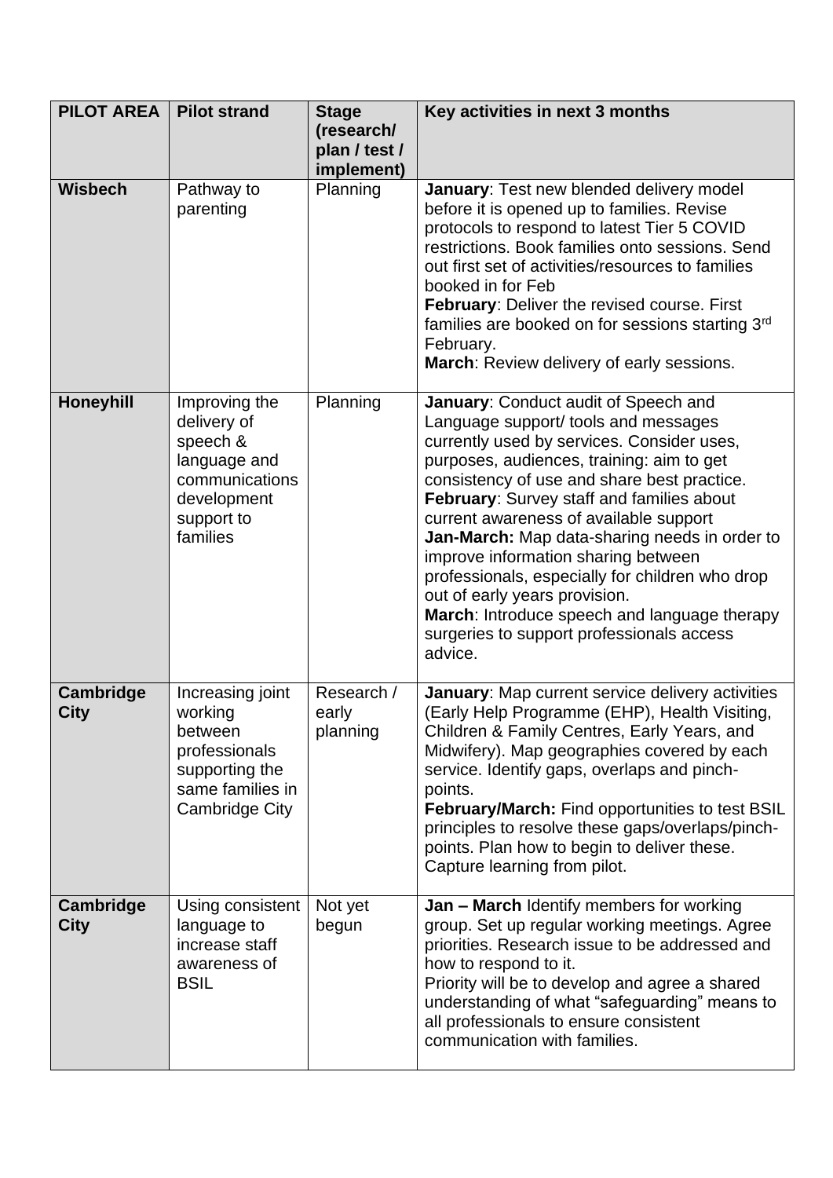| PILOT AREA | Pilot strand | Stage (research/ plan / test / implement) | Key activities in next 3 months |
|---|---|---|---|
| **Wisbech** | Pathway to parenting | Planning | **January**: Test new blended delivery model before it is opened up to families. Revise protocols to respond to latest Tier 5 COVID restrictions. Book families onto sessions. Send out first set of activities/resources to families booked in for Feb<br>**February**: Deliver the revised course. First families are booked on for sessions starting 3rd February.<br>**March**: Review delivery of early sessions. |
| **Honeyhill** | Improving the delivery of speech & language and communications development support to families | Planning | **January**: Conduct audit of Speech and Language support/ tools and messages currently used by services. Consider uses, purposes, audiences, training: aim to get consistency of use and share best practice.<br>**February**: Survey staff and families about current awareness of available support<br>**Jan-March:** Map data-sharing needs in order to improve information sharing between professionals, especially for children who drop out of early years provision.<br>**March**: Introduce speech and language therapy surgeries to support professionals access advice. |
| **Cambridge City** | Increasing joint working between professionals supporting the same families in Cambridge City | Research / early planning | **January**: Map current service delivery activities (Early Help Programme (EHP), Health Visiting, Children & Family Centres, Early Years, and Midwifery). Map geographies covered by each service. Identify gaps, overlaps and pinch-points.<br>**February/March:** Find opportunities to test BSIL principles to resolve these gaps/overlaps/pinch-points. Plan how to begin to deliver these. Capture learning from pilot. |
| **Cambridge City** | Using consistent language to increase staff awareness of BSIL | Not yet begun | **Jan – March** Identify members for working group. Set up regular working meetings. Agree priorities. Research issue to be addressed and how to respond to it.<br>Priority will be to develop and agree a shared understanding of what "safeguarding" means to all professionals to ensure consistent communication with families. |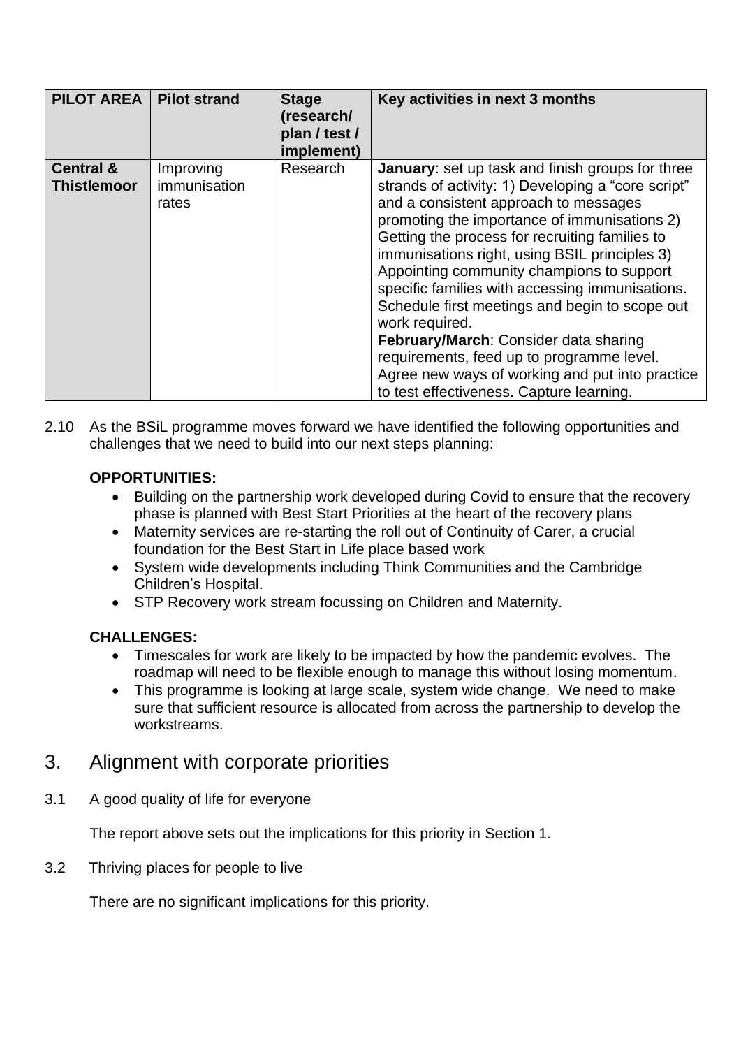| PILOT AREA | Pilot strand | Stage (research/ plan / test / implement) | Key activities in next 3 months |
|---|---|---|---|
| **Central & Thistlemoor** | Improving immunisation rates | Research | **January**: set up task and finish groups for three strands of activity: 1) Developing a "core script" and a consistent approach to messages promoting the importance of immunisations 2) Getting the process for recruiting families to immunisations right, using BSIL principles 3) Appointing community champions to support specific families with accessing immunisations. Schedule first meetings and begin to scope out work required. **February/March**: Consider data sharing requirements, feed up to programme level. Agree new ways of working and put into practice to test effectiveness. Capture learning. |

2.10 As the BSiL programme moves forward we have identified the following opportunities and challenges that we need to build into our next steps planning:

**OPPORTUNITIES:**

- Building on the partnership work developed during Covid to ensure that the recovery phase is planned with Best Start Priorities at the heart of the recovery plans
- Maternity services are re-starting the roll out of Continuity of Carer, a crucial foundation for the Best Start in Life place based work
- System wide developments including Think Communities and the Cambridge Children's Hospital.
- STP Recovery work stream focussing on Children and Maternity.

**CHALLENGES:**

- Timescales for work are likely to be impacted by how the pandemic evolves. The roadmap will need to be flexible enough to manage this without losing momentum.
- This programme is looking at large scale, system wide change. We need to make sure that sufficient resource is allocated from across the partnership to develop the workstreams.

## 3. Alignment with corporate priorities

3.1 A good quality of life for everyone

The report above sets out the implications for this priority in Section 1.

3.2 Thriving places for people to live

There are no significant implications for this priority.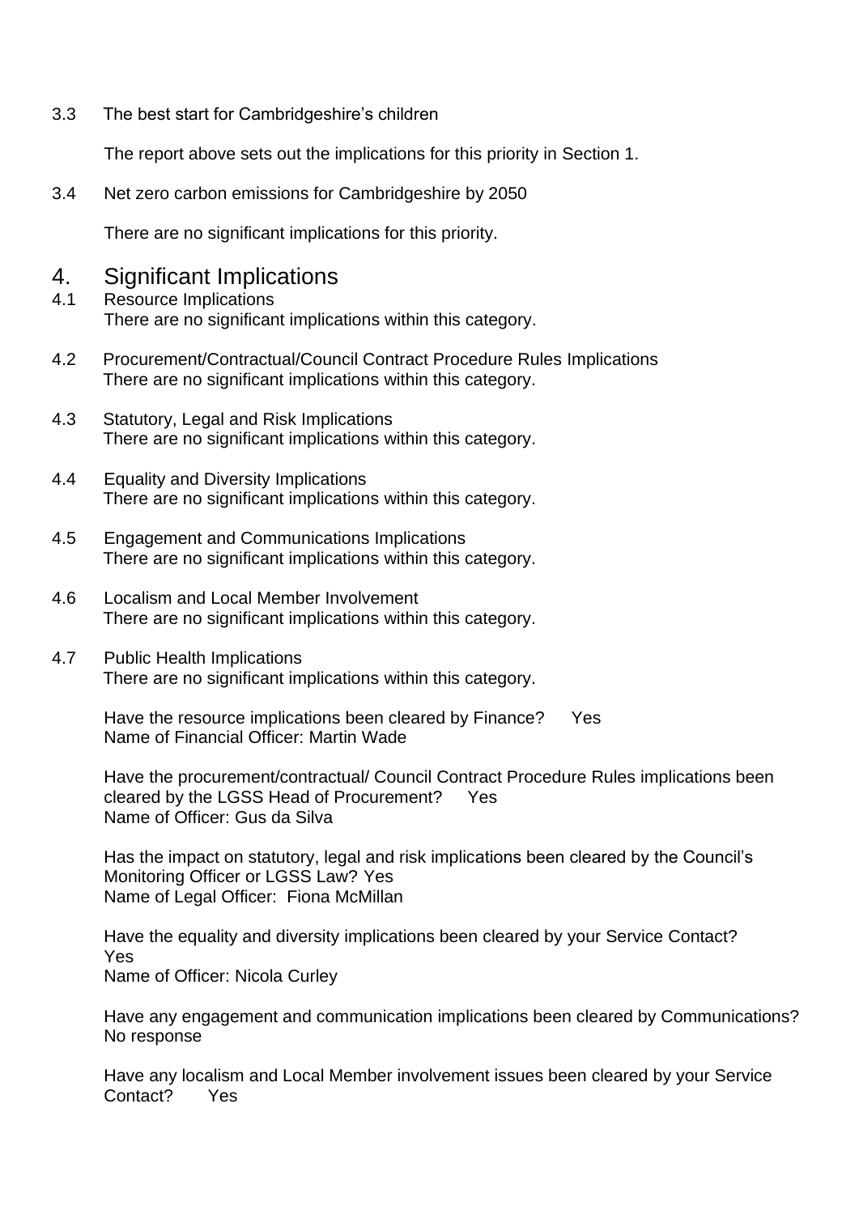3.3 The best start for Cambridgeshire's children

The report above sets out the implications for this priority in Section 1.

3.4 Net zero carbon emissions for Cambridgeshire by 2050

There are no significant implications for this priority.

# 4. Significant Implications

4.1 Resource Implications
There are no significant implications within this category.

4.2 Procurement/Contractual/Council Contract Procedure Rules Implications
There are no significant implications within this category.

4.3 Statutory, Legal and Risk Implications
There are no significant implications within this category.

4.4 Equality and Diversity Implications
There are no significant implications within this category.

4.5 Engagement and Communications Implications
There are no significant implications within this category.

4.6 Localism and Local Member Involvement
There are no significant implications within this category.

4.7 Public Health Implications
There are no significant implications within this category.

Have the resource implications been cleared by Finance? Yes
Name of Financial Officer: Martin Wade

Have the procurement/contractual/ Council Contract Procedure Rules implications been cleared by the LGSS Head of Procurement? Yes
Name of Officer: Gus da Silva

Has the impact on statutory, legal and risk implications been cleared by the Council's Monitoring Officer or LGSS Law? Yes
Name of Legal Officer: Fiona McMillan

Have the equality and diversity implications been cleared by your Service Contact? Yes
Name of Officer: Nicola Curley

Have any engagement and communication implications been cleared by Communications? No response

Have any localism and Local Member involvement issues been cleared by your Service Contact? Yes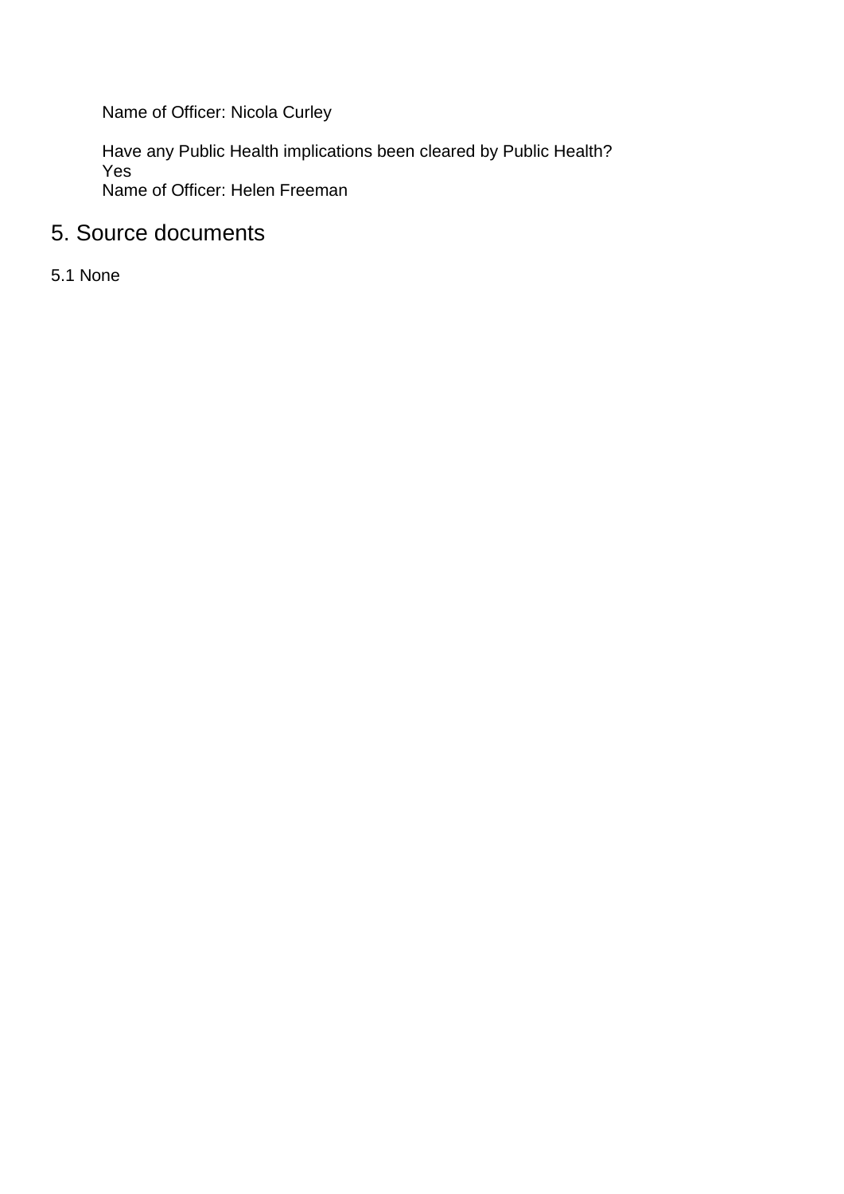Name of Officer: Nicola Curley

Have any Public Health implications been cleared by Public Health?
Yes
Name of Officer: Helen Freeman

## 5. Source documents

5.1 None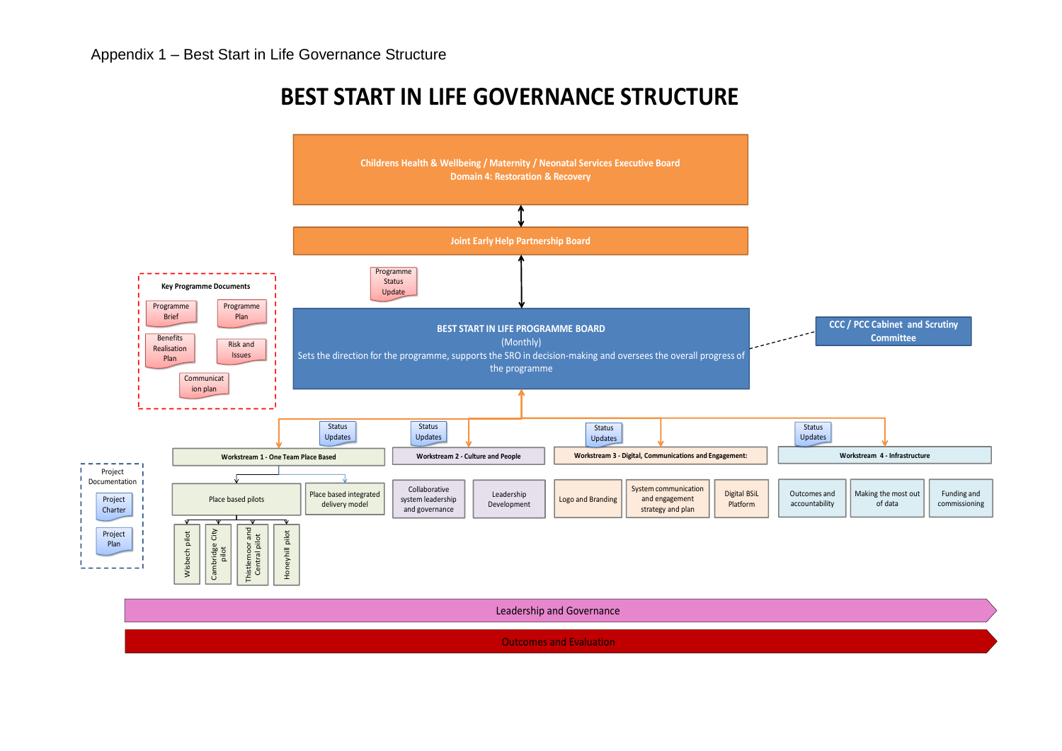Appendix 1 – Best Start in Life Governance Structure

# BEST START IN LIFE GOVERNANCE STRUCTURE

Childrens Health & Wellbeing / Maternity / Neonatal Services Executive Board
Domain 4: Restoration & Recovery

Joint Early Help Partnership Board

Programme Status Update

Key Programme Documents

- Programme Brief
- Programme Plan
- Benefits Realisation Plan
- Risk and Issues
- Communication plan

BEST START IN LIFE PROGRAMME BOARD
(Monthly)
Sets the direction for the programme, supports the SRO in decision-making and oversees the overall progress of the programme

CCC / PCC Cabinet and Scrutiny Committee

Status Updates

Workstream 1 - One Team Place Based

- Place based pilots
  - Wisbech pilot
  - Cambridge City pilot
  - Thistlemoor and Central pilot
  - Honeyhill pilot
- Place based integrated delivery model

Workstream 2 - Culture and People

- Collaborative system leadership and governance
- Leadership Development

Workstream 3 - Digital, Communications and Engagement:

- Logo and Branding
- System communication and engagement strategy and plan
- Digital BSiL Platform

Workstream 4 - Infrastructure

- Outcomes and accountability
- Making the most out of data
- Funding and commissioning

Project Documentation

- Project Charter
- Project Plan

Leadership and Governance

Outcomes and Evaluation